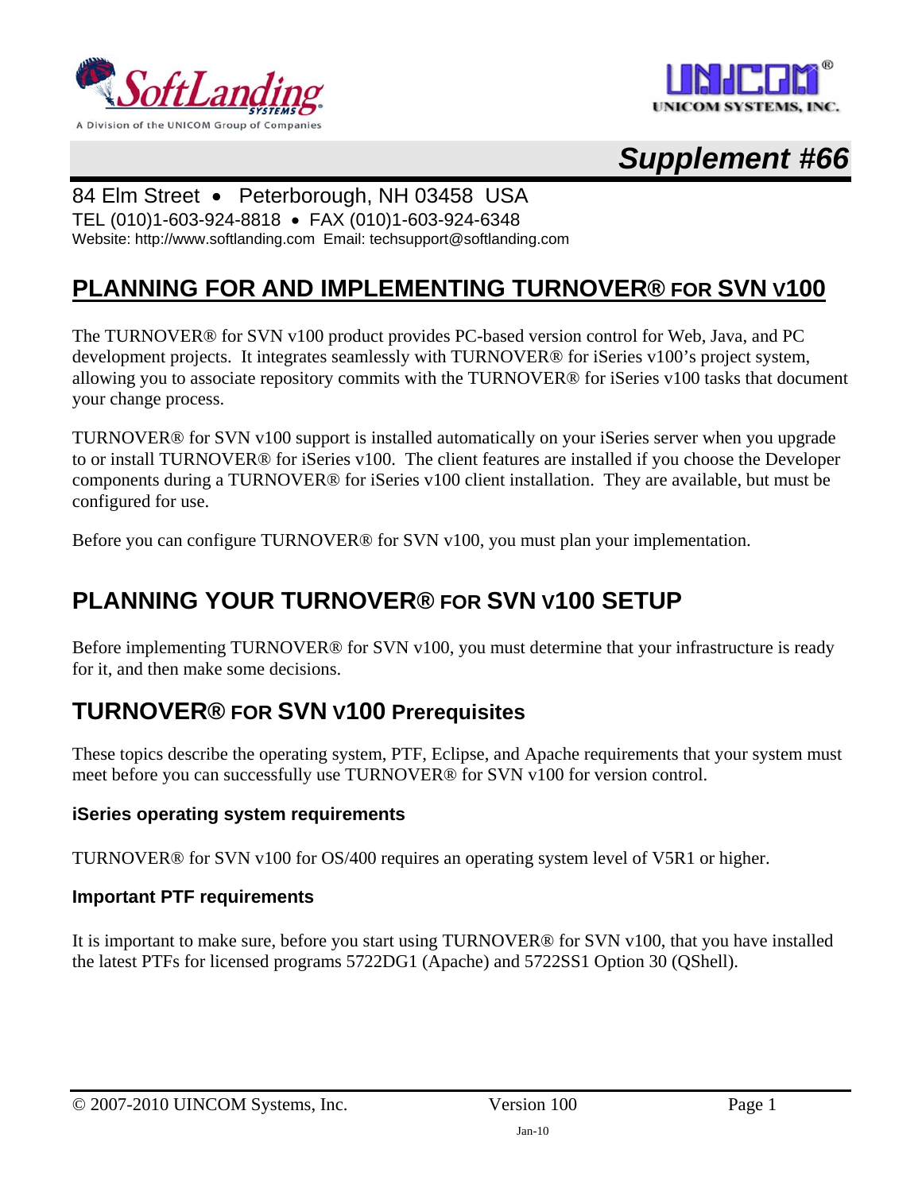# Supplement #66

84 Elm Street • Peterborough, NH 03458 USA

TEL (010)1-603-924-8818 • FAX (010)1-603-924-6348

Website: http://www.softlanding.com Email: techsupport@softlanding.com

## PLANNING FOR AND IMPLEMENTING TURNOVER® FOR SVN V100

The TURNOVER® for SVN v100 product provides PC-based version control for Web, Java, and PC development projects. It integrates seamlessly with TURNOVER® for iSeries v100's project system, allowing you to associate repository commits with the TURNOVER® for iSeries v100 tasks that document your change process.

TURNOVER® for SVN v100 support is installed automatically on your iSeries server when you upgrade to or install TURNOVER® for iSeries v100. The client features are installed if you choose the Developer components during a TURNOVER® for iSeries v100 client installation. They are available, but must be configured for use.

Before you can configure TURNOVER® for SVN v100, you must plan your implementation.

## PLANNING YOUR TURNOVER® FOR SVN V100 SETUP

Before implementing TURNOVER® for SVN v100, you must determine that your infrastructure is ready for it, and then make some decisions.

### TURNOVER® FOR SVN V100 Prerequisites

These topics describe the operating system, PTF, Eclipse, and Apache requirements that your system must meet before you can successfully use TURNOVER® for SVN v100 for version control.

#### iSeries operating system requirements

TURNOVER® for SVN v100 for OS/400 requires an operating system level of V5R1 or higher.

#### Important PTF requirements

It is important to make sure, before you start using TURNOVER® for SVN v100, that you have installed the latest PTFs for licensed programs 5722DG1 (Apache) and 5722SS1 Option 30 (QShell).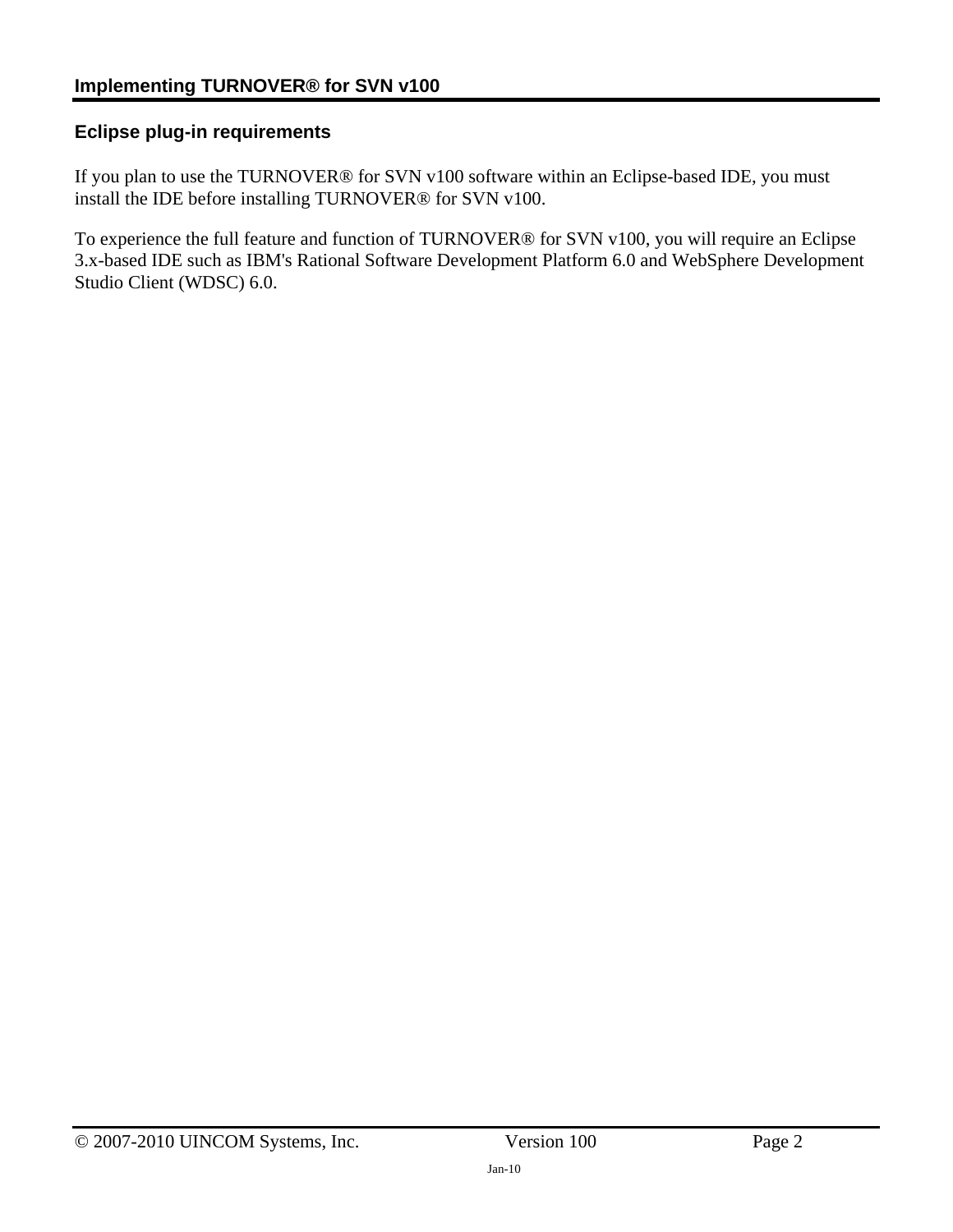## Eclipse plug-in requirements

If you plan to use the TURNOVER® for SVN v100 software within an Eclipse-based IDE, you must install the IDE before installing TURNOVER® for SVN v100.

To experience the full feature and function of TURNOVER® for SVN v100, you will require an Eclipse 3.x-based IDE such as IBM's Rational Software Development Platform 6.0 and WebSphere Development Studio Client (WDSC) 6.0.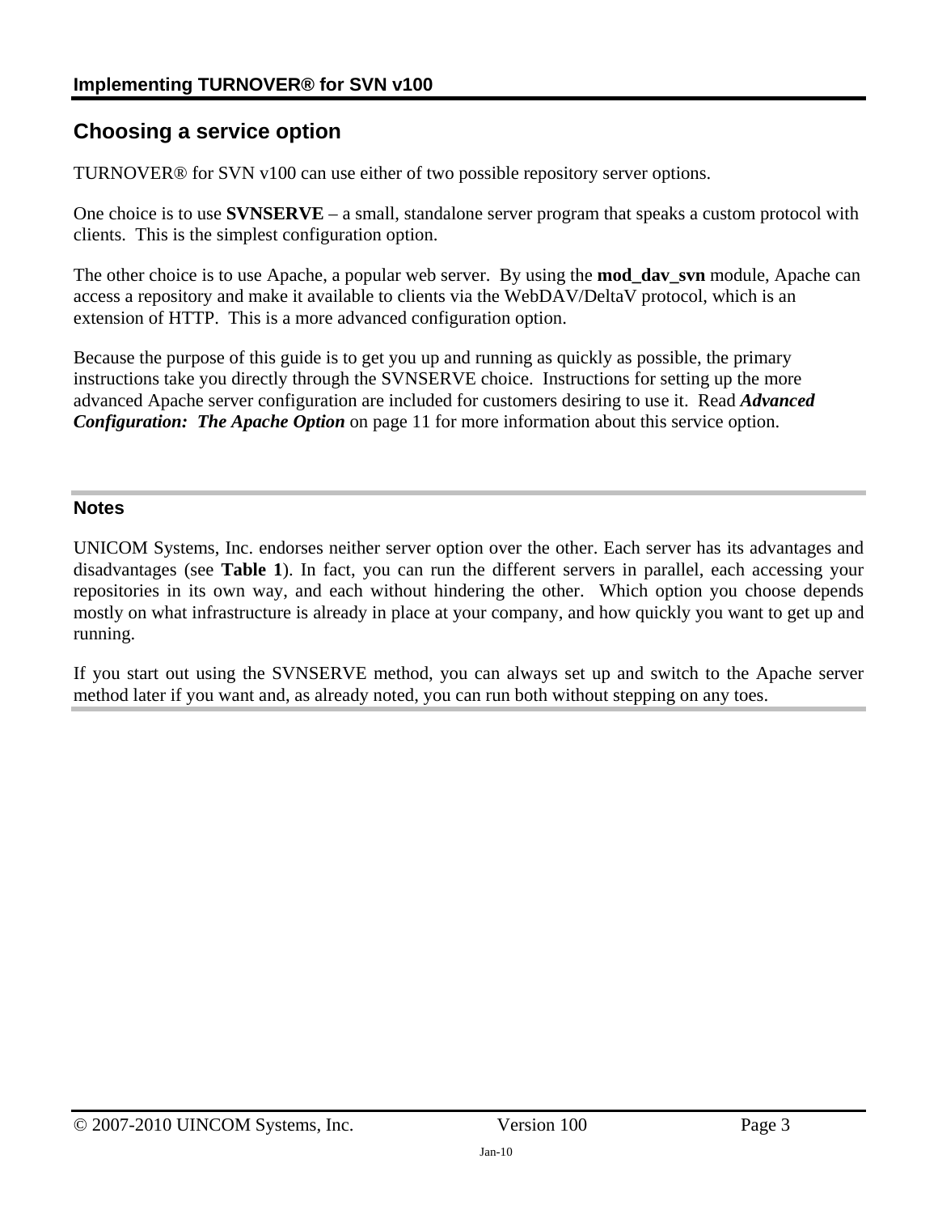## Choosing a service option

TURNOVER® for SVN v100 can use either of two possible repository server options.

One choice is to use **SVNSERVE** – a small, standalone server program that speaks a custom protocol with clients. This is the simplest configuration option.

The other choice is to use Apache, a popular web server. By using the **mod_dav_svn** module, Apache can access a repository and make it available to clients via the WebDAV/DeltaV protocol, which is an extension of HTTP. This is a more advanced configuration option.

Because the purpose of this guide is to get you up and running as quickly as possible, the primary instructions take you directly through the SVNSERVE choice. Instructions for setting up the more advanced Apache server configuration are included for customers desiring to use it. Read ***Advanced Configuration: The Apache Option*** on page 11 for more information about this service option.

### Notes

UNICOM Systems, Inc. endorses neither server option over the other. Each server has its advantages and disadvantages (see **Table 1**). In fact, you can run the different servers in parallel, each accessing your repositories in its own way, and each without hindering the other. Which option you choose depends mostly on what infrastructure is already in place at your company, and how quickly you want to get up and running.

If you start out using the SVNSERVE method, you can always set up and switch to the Apache server method later if you want and, as already noted, you can run both without stepping on any toes.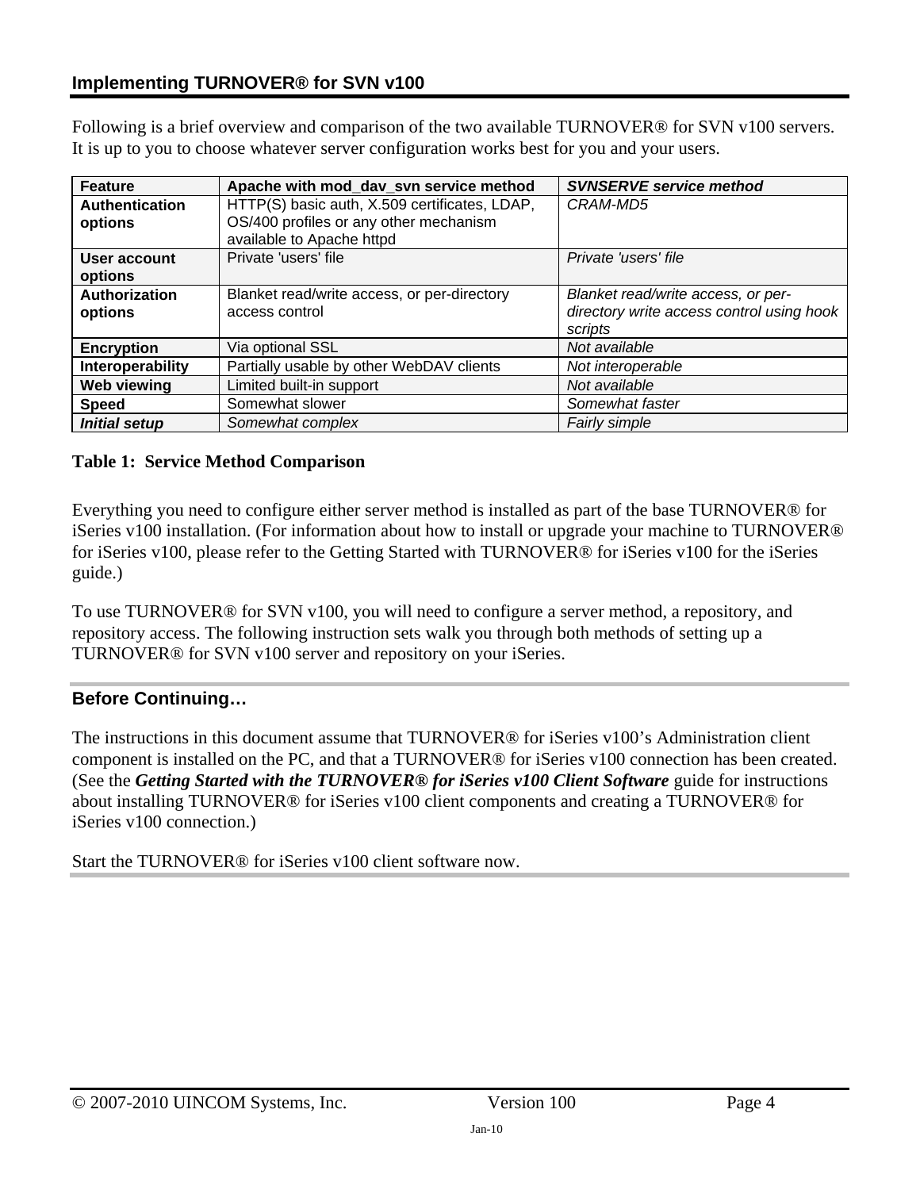## Implementing TURNOVER® for SVN v100

Following is a brief overview and comparison of the two available TURNOVER® for SVN v100 servers. It is up to you to choose whatever server configuration works best for you and your users.

| Feature | Apache with mod_dav_svn service method | *SVNSERVE service method* |
|---|---|---|
| **Authentication options** | HTTP(S) basic auth, X.509 certificates, LDAP, OS/400 profiles or any other mechanism available to Apache httpd | *CRAM-MD5* |
| **User account options** | Private 'users' file | *Private 'users' file* |
| **Authorization options** | Blanket read/write access, or per-directory access control | *Blanket read/write access, or per-directory write access control using hook scripts* |
| **Encryption** | Via optional SSL | *Not available* |
| **Interoperability** | Partially usable by other WebDAV clients | *Not interoperable* |
| **Web viewing** | Limited built-in support | *Not available* |
| **Speed** | Somewhat slower | *Somewhat faster* |
| ***Initial setup*** | *Somewhat complex* | *Fairly simple* |

**Table 1: Service Method Comparison**

Everything you need to configure either server method is installed as part of the base TURNOVER® for iSeries v100 installation. (For information about how to install or upgrade your machine to TURNOVER® for iSeries v100, please refer to the Getting Started with TURNOVER® for iSeries v100 for the iSeries guide.)

To use TURNOVER® for SVN v100, you will need to configure a server method, a repository, and repository access. The following instruction sets walk you through both methods of setting up a TURNOVER® for SVN v100 server and repository on your iSeries.

### Before Continuing…

The instructions in this document assume that TURNOVER® for iSeries v100's Administration client component is installed on the PC, and that a TURNOVER® for iSeries v100 connection has been created. (See the ***Getting Started with the TURNOVER® for iSeries v100 Client Software*** guide for instructions about installing TURNOVER® for iSeries v100 client components and creating a TURNOVER® for iSeries v100 connection.)

Start the TURNOVER® for iSeries v100 client software now.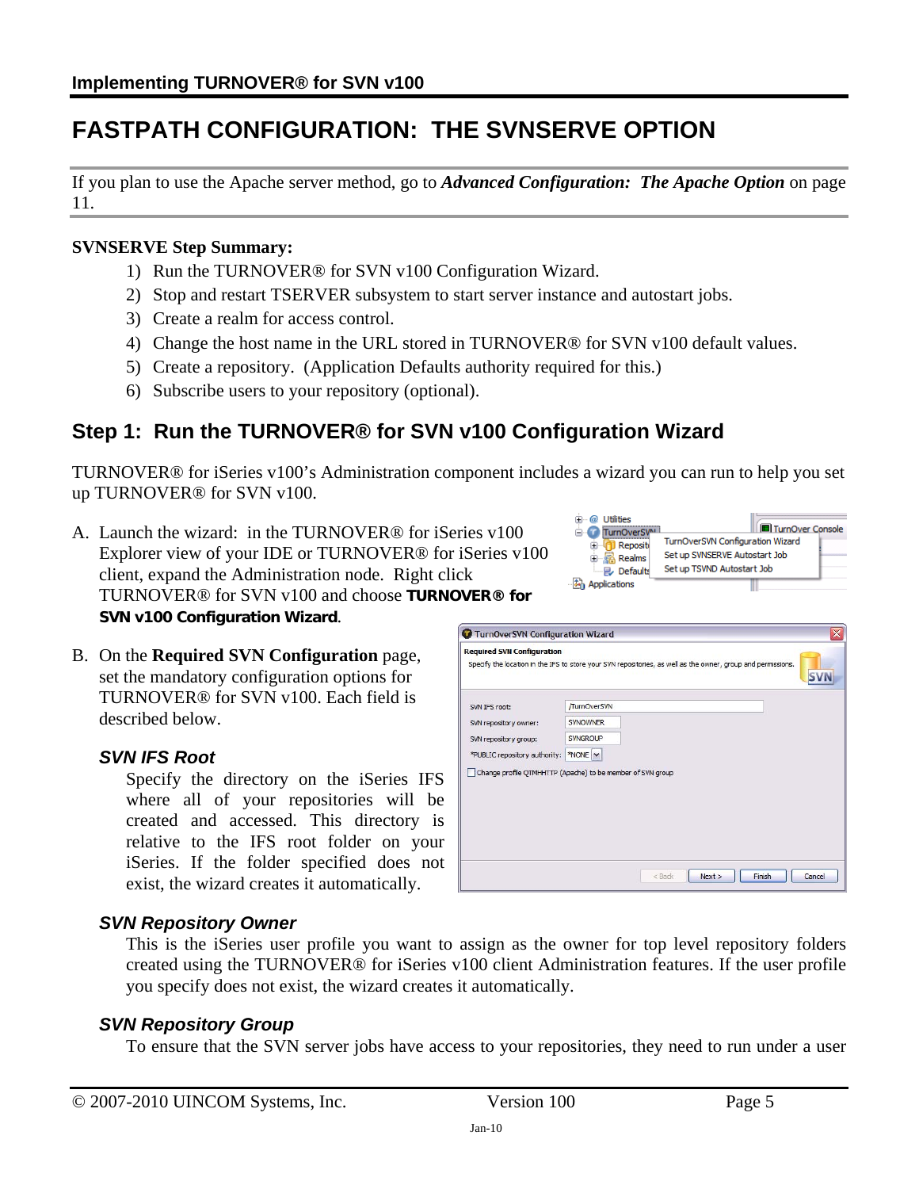# FASTPATH CONFIGURATION: THE SVNSERVE OPTION

If you plan to use the Apache server method, go to ***Advanced Configuration: The Apache Option*** on page 11.

**SVNSERVE Step Summary:**

1) Run the TURNOVER® for SVN v100 Configuration Wizard.
2) Stop and restart TSERVER subsystem to start server instance and autostart jobs.
3) Create a realm for access control.
4) Change the host name in the URL stored in TURNOVER® for SVN v100 default values.
5) Create a repository. (Application Defaults authority required for this.)
6) Subscribe users to your repository (optional).

## Step 1: Run the TURNOVER® for SVN v100 Configuration Wizard

TURNOVER® for iSeries v100's Administration component includes a wizard you can run to help you set up TURNOVER® for SVN v100.

A. Launch the wizard: in the TURNOVER® for iSeries v100 Explorer view of your IDE or TURNOVER® for iSeries v100 client, expand the Administration node. Right click TURNOVER® for SVN v100 and choose **TURNOVER® for SVN v100 Configuration Wizard**.

B. On the **Required SVN Configuration** page, set the mandatory configuration options for TURNOVER® for SVN v100. Each field is described below.

### *SVN IFS Root*

Specify the directory on the iSeries IFS where all of your repositories will be created and accessed. This directory is relative to the IFS root folder on your iSeries. If the folder specified does not exist, the wizard creates it automatically.

### *SVN Repository Owner*

This is the iSeries user profile you want to assign as the owner for top level repository folders created using the TURNOVER® for iSeries v100 client Administration features. If the user profile you specify does not exist, the wizard creates it automatically.

### *SVN Repository Group*

To ensure that the SVN server jobs have access to your repositories, they need to run under a user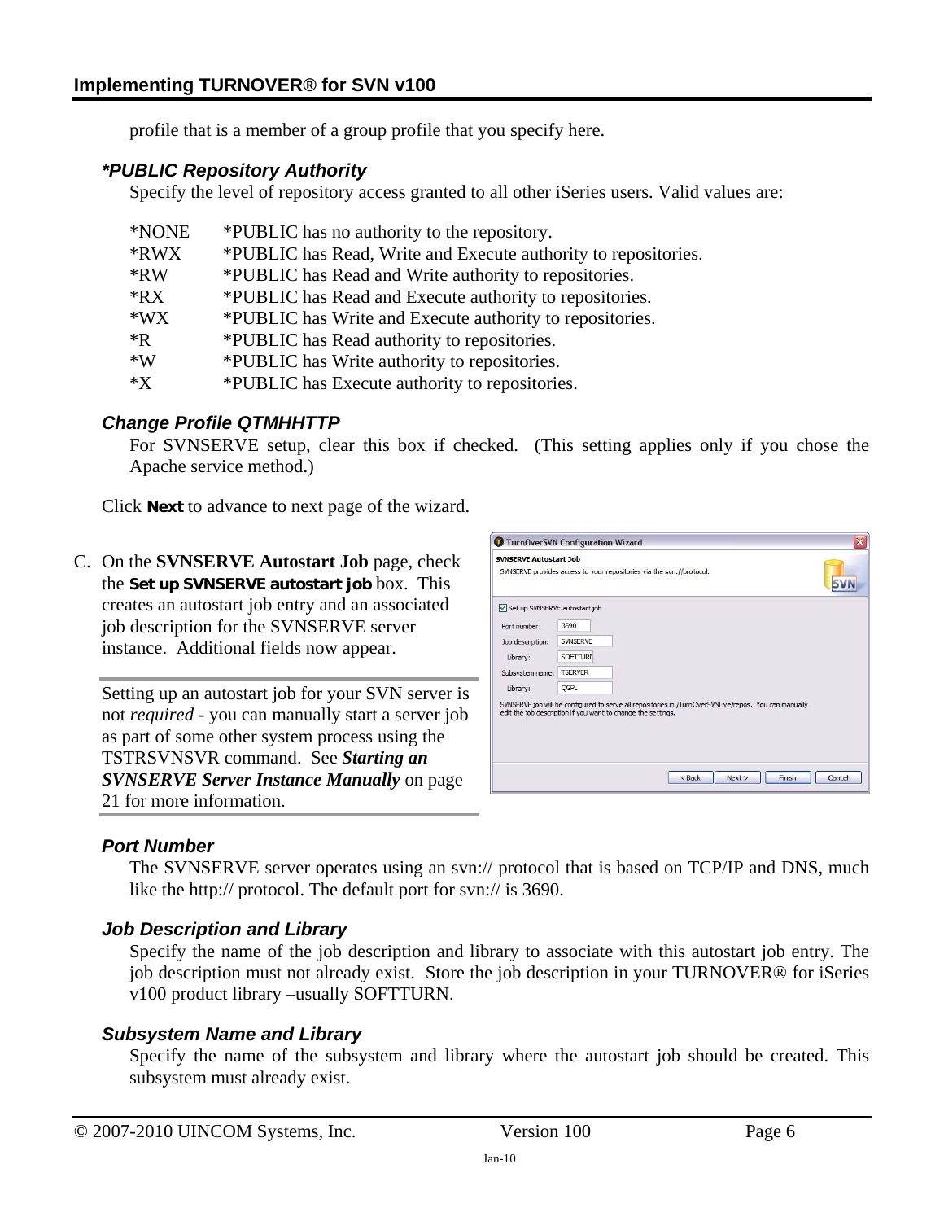profile that is a member of a group profile that you specify here.

***PUBLIC Repository Authority**

Specify the level of repository access granted to all other iSeries users. Valid values are:

| | |
|---|---|
| *NONE | *PUBLIC has no authority to the repository. |
| *RWX | *PUBLIC has Read, Write and Execute authority to repositories. |
| *RW | *PUBLIC has Read and Write authority to repositories. |
| *RX | *PUBLIC has Read and Execute authority to repositories. |
| *WX | *PUBLIC has Write and Execute authority to repositories. |
| *R | *PUBLIC has Read authority to repositories. |
| *W | *PUBLIC has Write authority to repositories. |
| *X | *PUBLIC has Execute authority to repositories. |

***Change Profile QTMHHTTP***

For SVNSERVE setup, clear this box if checked. (This setting applies only if you chose the Apache service method.)

Click **Next** to advance to next page of the wizard.

C. On the **SVNSERVE Autostart Job** page, check the **Set up SVNSERVE autostart job** box. This creates an autostart job entry and an associated job description for the SVNSERVE server instance. Additional fields now appear.

Setting up an autostart job for your SVN server is not *required* - you can manually start a server job as part of some other system process using the TSTRSVNSVR command. See ***Starting an SVNSERVE Server Instance Manually*** on page 21 for more information.

***Port Number***

The SVNSERVE server operates using an svn:// protocol that is based on TCP/IP and DNS, much like the http:// protocol. The default port for svn:// is 3690.

***Job Description and Library***

Specify the name of the job description and library to associate with this autostart job entry. The job description must not already exist. Store the job description in your TURNOVER® for iSeries v100 product library –usually SOFTTURN.

***Subsystem Name and Library***

Specify the name of the subsystem and library where the autostart job should be created. This subsystem must already exist.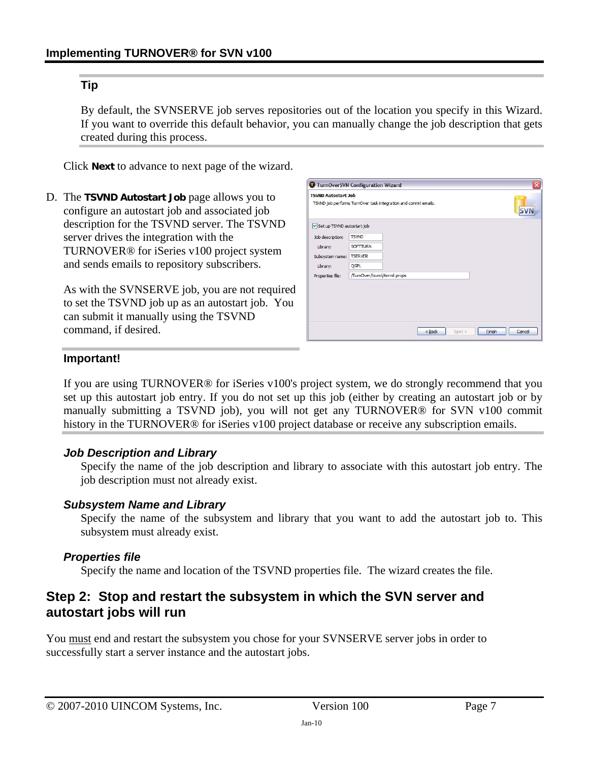**Tip**

By default, the SVNSERVE job serves repositories out of the location you specify in this Wizard. If you want to override this default behavior, you can manually change the job description that gets created during this process.

Click **Next** to advance to next page of the wizard.

D. The **TSVND Autostart Job** page allows you to configure an autostart job and associated job description for the TSVND server. The TSVND server drives the integration with the TURNOVER® for iSeries v100 project system and sends emails to repository subscribers.

   As with the SVNSERVE job, you are not required to set the TSVND job up as an autostart job. You can submit it manually using the TSVND command, if desired.

**Important!**

If you are using TURNOVER® for iSeries v100's project system, we do strongly recommend that you set up this autostart job entry. If you do not set up this job (either by creating an autostart job or by manually submitting a TSVND job), you will not get any TURNOVER® for SVN v100 commit history in the TURNOVER® for iSeries v100 project database or receive any subscription emails.

***Job Description and Library***

Specify the name of the job description and library to associate with this autostart job entry. The job description must not already exist.

***Subsystem Name and Library***

Specify the name of the subsystem and library that you want to add the autostart job to. This subsystem must already exist.

***Properties file***

Specify the name and location of the TSVND properties file. The wizard creates the file.

## Step 2: Stop and restart the subsystem in which the SVN server and autostart jobs will run

You must end and restart the subsystem you chose for your SVNSERVE server jobs in order to successfully start a server instance and the autostart jobs.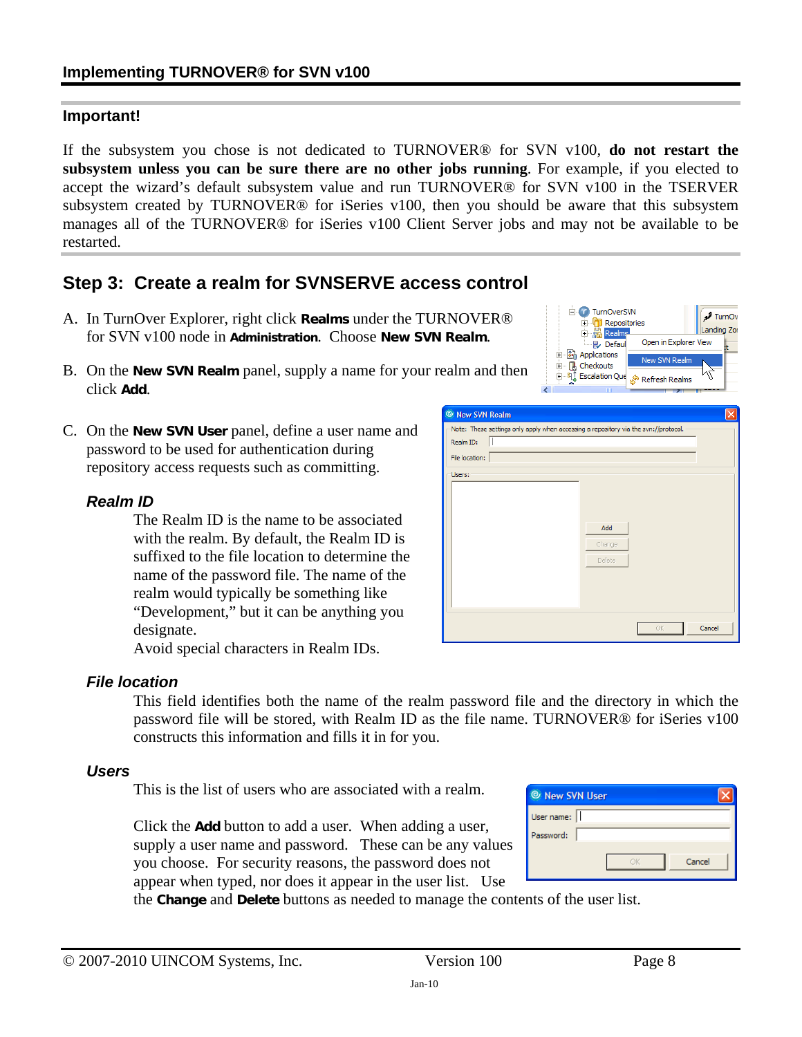**Important!**

If the subsystem you chose is not dedicated to TURNOVER® for SVN v100, **do not restart the subsystem unless you can be sure there are no other jobs running**. For example, if you elected to accept the wizard's default subsystem value and run TURNOVER® for SVN v100 in the TSERVER subsystem created by TURNOVER® for iSeries v100, then you should be aware that this subsystem manages all of the TURNOVER® for iSeries v100 Client Server jobs and may not be available to be restarted.

## Step 3: Create a realm for SVNSERVE access control

A. In TurnOver Explorer, right click **Realms** under the TURNOVER® for SVN v100 node in **Administration**. Choose **New SVN Realm**.

B. On the **New SVN Realm** panel, supply a name for your realm and then click **Add**.

C. On the **New SVN User** panel, define a user name and password to be used for authentication during repository access requests such as committing.

### *Realm ID*

The Realm ID is the name to be associated with the realm. By default, the Realm ID is suffixed to the file location to determine the name of the password file. The name of the realm would typically be something like "Development," but it can be anything you designate.

Avoid special characters in Realm IDs.

### *File location*

This field identifies both the name of the realm password file and the directory in which the password file will be stored, with Realm ID as the file name. TURNOVER® for iSeries v100 constructs this information and fills it in for you.

### *Users*

This is the list of users who are associated with a realm.

Click the **Add** button to add a user. When adding a user, supply a user name and password. These can be any values you choose. For security reasons, the password does not appear when typed, nor does it appear in the user list. Use the **Change** and **Delete** buttons as needed to manage the contents of the user list.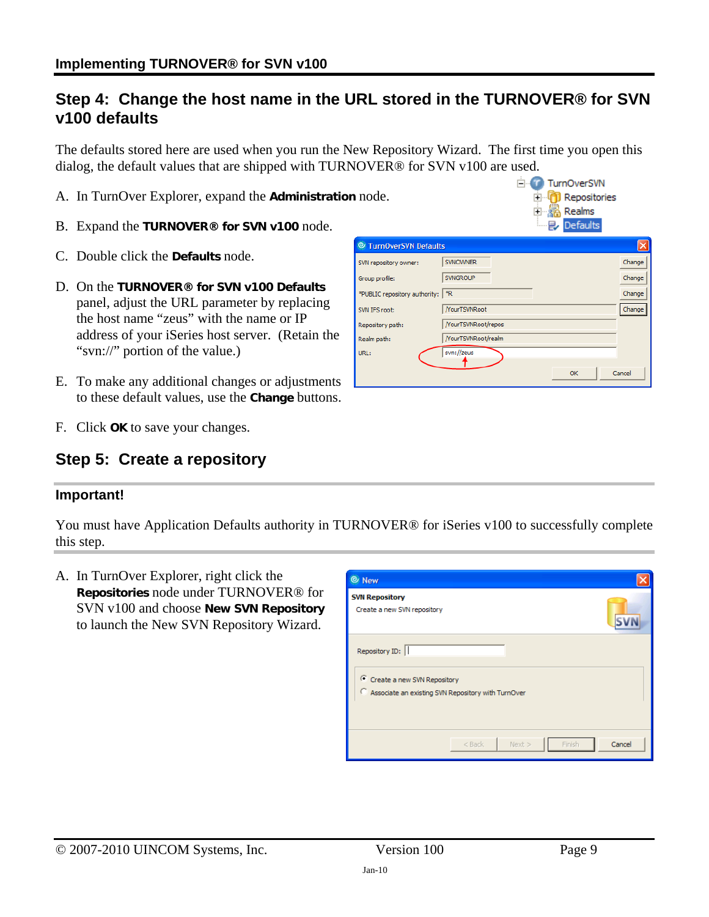## Step 4: Change the host name in the URL stored in the TURNOVER® for SVN v100 defaults

The defaults stored here are used when you run the New Repository Wizard. The first time you open this dialog, the default values that are shipped with TURNOVER® for SVN v100 are used.

A. In TurnOver Explorer, expand the **Administration** node.

B. Expand the **TURNOVER® for SVN v100** node.

C. Double click the **Defaults** node.

D. On the **TURNOVER® for SVN v100 Defaults** panel, adjust the URL parameter by replacing the host name “zeus” with the name or IP address of your iSeries host server. (Retain the “svn://” portion of the value.)

E. To make any additional changes or adjustments to these default values, use the **Change** buttons.

F. Click **OK** to save your changes.

## Step 5: Create a repository

### Important!

You must have Application Defaults authority in TURNOVER® for iSeries v100 to successfully complete this step.

A. In TurnOver Explorer, right click the **Repositories** node under TURNOVER® for SVN v100 and choose **New SVN Repository** to launch the New SVN Repository Wizard.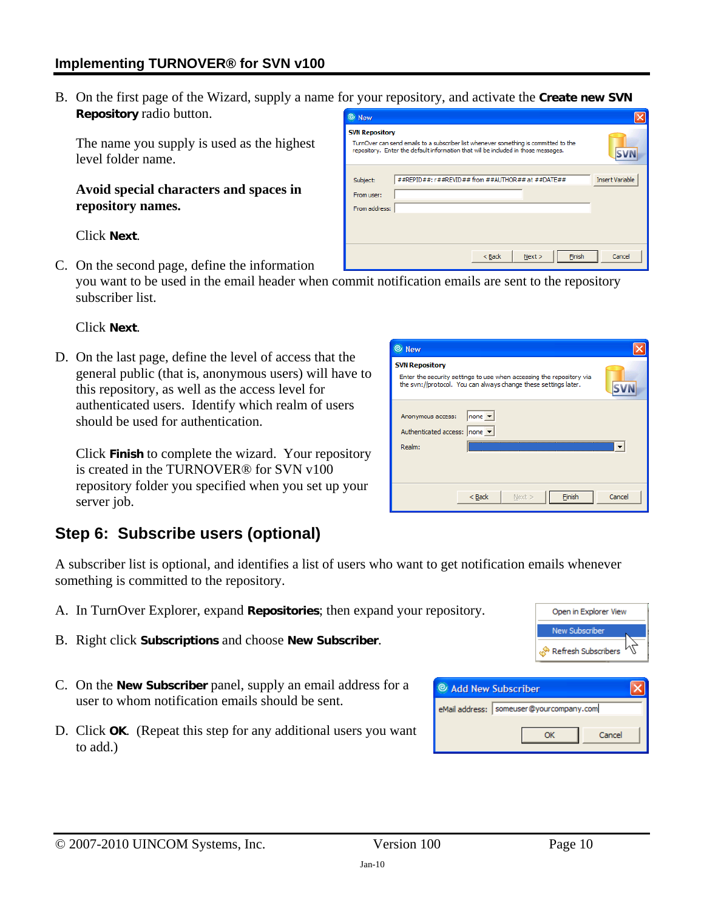B. On the first page of the Wizard, supply a name for your repository, and activate the **Create new SVN Repository** radio button.

   The name you supply is used as the highest level folder name.

   **Avoid special characters and spaces in repository names.**

   Click **Next**.

C. On the second page, define the information you want to be used in the email header when commit notification emails are sent to the repository subscriber list.

   Click **Next**.

D. On the last page, define the level of access that the general public (that is, anonymous users) will have to this repository, as well as the access level for authenticated users. Identify which realm of users should be used for authentication.

   Click **Finish** to complete the wizard. Your repository is created in the TURNOVER® for SVN v100 repository folder you specified when you set up your server job.

## Step 6: Subscribe users (optional)

A subscriber list is optional, and identifies a list of users who want to get notification emails whenever something is committed to the repository.

A. In TurnOver Explorer, expand **Repositories**; then expand your repository.

B. Right click **Subscriptions** and choose **New Subscriber**.

C. On the **New Subscriber** panel, supply an email address for a user to whom notification emails should be sent.

D. Click **OK**. (Repeat this step for any additional users you want to add.)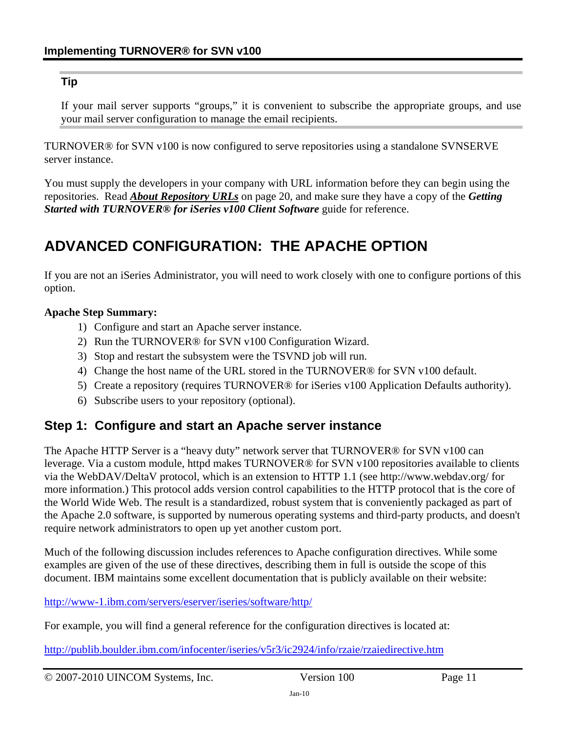**Tip**

If your mail server supports “groups,” it is convenient to subscribe the appropriate groups, and use your mail server configuration to manage the email recipients.

TURNOVER® for SVN v100 is now configured to serve repositories using a standalone SVNSERVE server instance.

You must supply the developers in your company with URL information before they can begin using the repositories. Read ***About Repository URLs*** on page 20, and make sure they have a copy of the ***Getting Started with TURNOVER® for iSeries v100 Client Software*** guide for reference.

# ADVANCED CONFIGURATION: THE APACHE OPTION

If you are not an iSeries Administrator, you will need to work closely with one to configure portions of this option.

**Apache Step Summary:**

1) Configure and start an Apache server instance.
2) Run the TURNOVER® for SVN v100 Configuration Wizard.
3) Stop and restart the subsystem were the TSVND job will run.
4) Change the host name of the URL stored in the TURNOVER® for SVN v100 default.
5) Create a repository (requires TURNOVER® for iSeries v100 Application Defaults authority).
6) Subscribe users to your repository (optional).

## Step 1: Configure and start an Apache server instance

The Apache HTTP Server is a “heavy duty” network server that TURNOVER® for SVN v100 can leverage. Via a custom module, httpd makes TURNOVER® for SVN v100 repositories available to clients via the WebDAV/DeltaV protocol, which is an extension to HTTP 1.1 (see http://www.webdav.org/ for more information.) This protocol adds version control capabilities to the HTTP protocol that is the core of the World Wide Web. The result is a standardized, robust system that is conveniently packaged as part of the Apache 2.0 software, is supported by numerous operating systems and third-party products, and doesn't require network administrators to open up yet another custom port.

Much of the following discussion includes references to Apache configuration directives. While some examples are given of the use of these directives, describing them in full is outside the scope of this document. IBM maintains some excellent documentation that is publicly available on their website:

http://www-1.ibm.com/servers/eserver/iseries/software/http/

For example, you will find a general reference for the configuration directives is located at:

http://publib.boulder.ibm.com/infocenter/iseries/v5r3/ic2924/info/rzaie/rzaiedirective.htm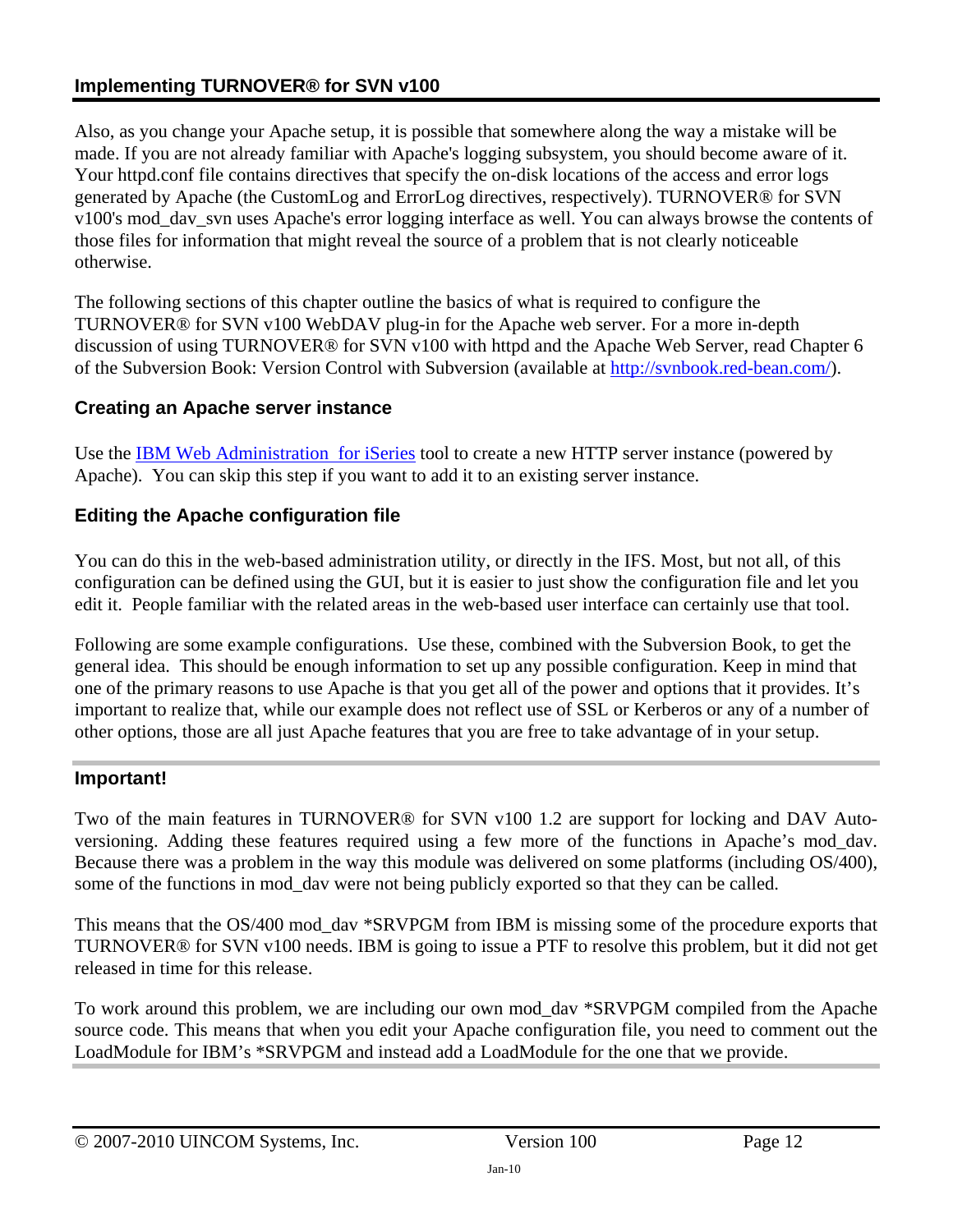Also, as you change your Apache setup, it is possible that somewhere along the way a mistake will be made. If you are not already familiar with Apache's logging subsystem, you should become aware of it. Your httpd.conf file contains directives that specify the on-disk locations of the access and error logs generated by Apache (the CustomLog and ErrorLog directives, respectively). TURNOVER® for SVN v100's mod_dav_svn uses Apache's error logging interface as well. You can always browse the contents of those files for information that might reveal the source of a problem that is not clearly noticeable otherwise.

The following sections of this chapter outline the basics of what is required to configure the TURNOVER® for SVN v100 WebDAV plug-in for the Apache web server. For a more in-depth discussion of using TURNOVER® for SVN v100 with httpd and the Apache Web Server, read Chapter 6 of the Subversion Book: Version Control with Subversion (available at [http://svnbook.red-bean.com/](http://svnbook.red-bean.com/)).

### Creating an Apache server instance

Use the IBM Web Administration for iSeries tool to create a new HTTP server instance (powered by Apache). You can skip this step if you want to add it to an existing server instance.

### Editing the Apache configuration file

You can do this in the web-based administration utility, or directly in the IFS. Most, but not all, of this configuration can be defined using the GUI, but it is easier to just show the configuration file and let you edit it. People familiar with the related areas in the web-based user interface can certainly use that tool.

Following are some example configurations. Use these, combined with the Subversion Book, to get the general idea. This should be enough information to set up any possible configuration. Keep in mind that one of the primary reasons to use Apache is that you get all of the power and options that it provides. It's important to realize that, while our example does not reflect use of SSL or Kerberos or any of a number of other options, those are all just Apache features that you are free to take advantage of in your setup.

---

**Important!**

Two of the main features in TURNOVER® for SVN v100 1.2 are support for locking and DAV Auto-versioning. Adding these features required using a few more of the functions in Apache's mod_dav. Because there was a problem in the way this module was delivered on some platforms (including OS/400), some of the functions in mod_dav were not being publicly exported so that they can be called.

This means that the OS/400 mod_dav *SRVPGM from IBM is missing some of the procedure exports that TURNOVER® for SVN v100 needs. IBM is going to issue a PTF to resolve this problem, but it did not get released in time for this release.

To work around this problem, we are including our own mod_dav *SRVPGM compiled from the Apache source code. This means that when you edit your Apache configuration file, you need to comment out the LoadModule for IBM's *SRVPGM and instead add a LoadModule for the one that we provide.

---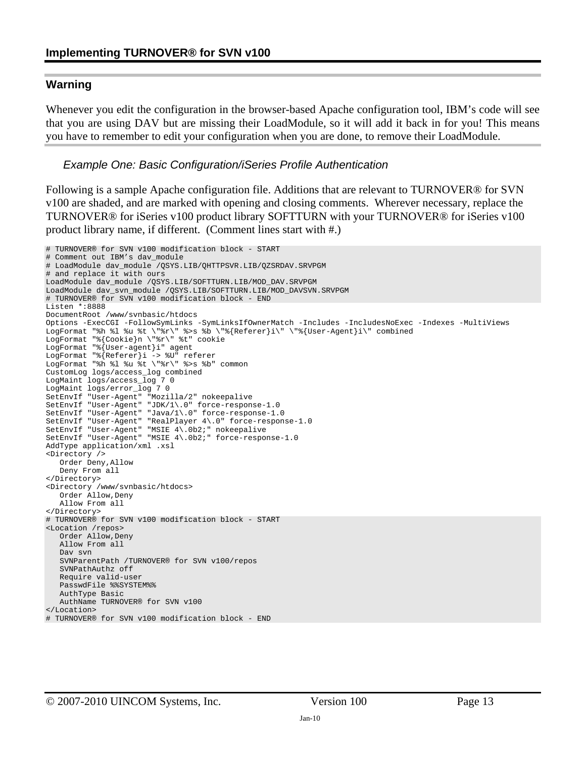### Warning

Whenever you edit the configuration in the browser-based Apache configuration tool, IBM's code will see that you are using DAV but are missing their LoadModule, so it will add it back in for you! This means you have to remember to edit your configuration when you are done, to remove their LoadModule.

#### *Example One: Basic Configuration/iSeries Profile Authentication*

Following is a sample Apache configuration file. Additions that are relevant to TURNOVER® for SVN v100 are shaded, and are marked with opening and closing comments. Wherever necessary, replace the TURNOVER® for iSeries v100 product library SOFTTURN with your TURNOVER® for iSeries v100 product library name, if different. (Comment lines start with #.)

```
# TURNOVER® for SVN v100 modification block - START
# Comment out IBM's dav_module
# LoadModule dav_module /QSYS.LIB/QHTTPSVR.LIB/QZSRDAV.SRVPGM
# and replace it with ours
LoadModule dav_module /QSYS.LIB/SOFTTURN.LIB/MOD_DAV.SRVPGM
LoadModule dav_svn_module /QSYS.LIB/SOFTTURN.LIB/MOD_DAVSVN.SRVPGM
# TURNOVER® for SVN v100 modification block - END
Listen *:8888
DocumentRoot /www/svnbasic/htdocs
Options -ExecCGI -FollowSymLinks -SymLinksIfOwnerMatch -Includes -IncludesNoExec -Indexes -MultiViews
LogFormat "%h %l %u %t \"%r\" %>s %b \"%{Referer}i\" \"%{User-Agent}i\" combined
LogFormat "%{Cookie}n \"%r\" %t" cookie
LogFormat "%{User-agent}i" agent
LogFormat "%{Referer}i -> %U" referer
LogFormat "%h %l %u %t \"%r\" %>s %b" common
CustomLog logs/access_log combined
LogMaint logs/access_log 7 0
LogMaint logs/error_log 7 0
SetEnvIf "User-Agent" "Mozilla/2" nokeepalive
SetEnvIf "User-Agent" "JDK/1\.0" force-response-1.0
SetEnvIf "User-Agent" "Java/1\.0" force-response-1.0
SetEnvIf "User-Agent" "RealPlayer 4\.0" force-response-1.0
SetEnvIf "User-Agent" "MSIE 4\.0b2;" nokeepalive
SetEnvIf "User-Agent" "MSIE 4\.0b2;" force-response-1.0
AddType application/xml .xsl
<Directory />
   Order Deny,Allow
   Deny From all
</Directory>
<Directory /www/svnbasic/htdocs>
   Order Allow,Deny
   Allow From all
</Directory>
# TURNOVER® for SVN v100 modification block - START
<Location /repos>
   Order Allow,Deny
   Allow From all
   Dav svn
   SVNParentPath /TURNOVER® for SVN v100/repos
   SVNPathAuthz off
   Require valid-user
   PasswdFile %%SYSTEM%%
   AuthType Basic
   AuthName TURNOVER® for SVN v100
</Location>
# TURNOVER® for SVN v100 modification block - END
```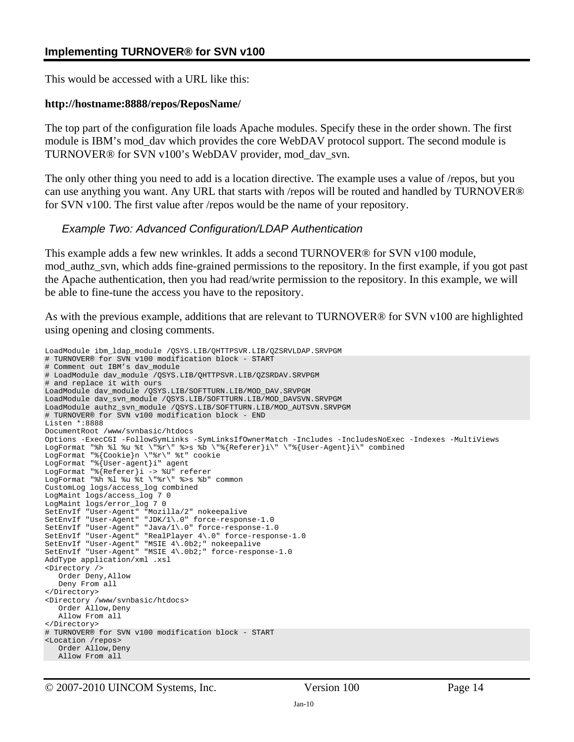This would be accessed with a URL like this:

**http://hostname:8888/repos/ReposName/**

The top part of the configuration file loads Apache modules. Specify these in the order shown. The first module is IBM's mod_dav which provides the core WebDAV protocol support. The second module is TURNOVER® for SVN v100's WebDAV provider, mod_dav_svn.

The only other thing you need to add is a location directive. The example uses a value of /repos, but you can use anything you want. Any URL that starts with /repos will be routed and handled by TURNOVER® for SVN v100. The first value after /repos would be the name of your repository.

### *Example Two: Advanced Configuration/LDAP Authentication*

This example adds a few new wrinkles. It adds a second TURNOVER® for SVN v100 module, mod_authz_svn, which adds fine-grained permissions to the repository. In the first example, if you got past the Apache authentication, then you had read/write permission to the repository. In this example, we will be able to fine-tune the access you have to the repository.

As with the previous example, additions that are relevant to TURNOVER® for SVN v100 are highlighted using opening and closing comments.

```
LoadModule ibm_ldap_module /QSYS.LIB/QHTTPSVR.LIB/QZSRVLDAP.SRVPGM
# TURNOVER® for SVN v100 modification block - START
# Comment out IBM's dav_module
# LoadModule dav_module /QSYS.LIB/QHTTPSVR.LIB/QZSRDAV.SRVPGM
# and replace it with ours
LoadModule dav_module /QSYS.LIB/SOFTTURN.LIB/MOD_DAV.SRVPGM
LoadModule dav_svn_module /QSYS.LIB/SOFTTURN.LIB/MOD_DAVSVN.SRVPGM
LoadModule authz_svn_module /QSYS.LIB/SOFTTURN.LIB/MOD_AUTSVN.SRVPGM
# TURNOVER® for SVN v100 modification block - END
Listen *:8888
DocumentRoot /www/svnbasic/htdocs
Options -ExecCGI -FollowSymLinks -SymLinksIfOwnerMatch -Includes -IncludesNoExec -Indexes -MultiViews
LogFormat "%h %l %u %t \"%r\" %>s %b \"%{Referer}i\" \"%{User-Agent}i\" combined
LogFormat "%{Cookie}n \"%r\" %t" cookie
LogFormat "%{User-agent}i" agent
LogFormat "%{Referer}i -> %U" referer
LogFormat "%h %l %u %t \"%r\" %>s %b" common
CustomLog logs/access_log combined
LogMaint logs/access_log 7 0
LogMaint logs/error_log 7 0
SetEnvIf "User-Agent" "Mozilla/2" nokeepalive
SetEnvIf "User-Agent" "JDK/1\.0" force-response-1.0
SetEnvIf "User-Agent" "Java/1\.0" force-response-1.0
SetEnvIf "User-Agent" "RealPlayer 4\.0" force-response-1.0
SetEnvIf "User-Agent" "MSIE 4\.0b2;" nokeepalive
SetEnvIf "User-Agent" "MSIE 4\.0b2;" force-response-1.0
AddType application/xml .xsl
<Directory />
   Order Deny,Allow
   Deny From all
</Directory>
<Directory /www/svnbasic/htdocs>
   Order Allow,Deny
   Allow From all
</Directory>
# TURNOVER® for SVN v100 modification block - START
<Location /repos>
   Order Allow,Deny
   Allow From all
```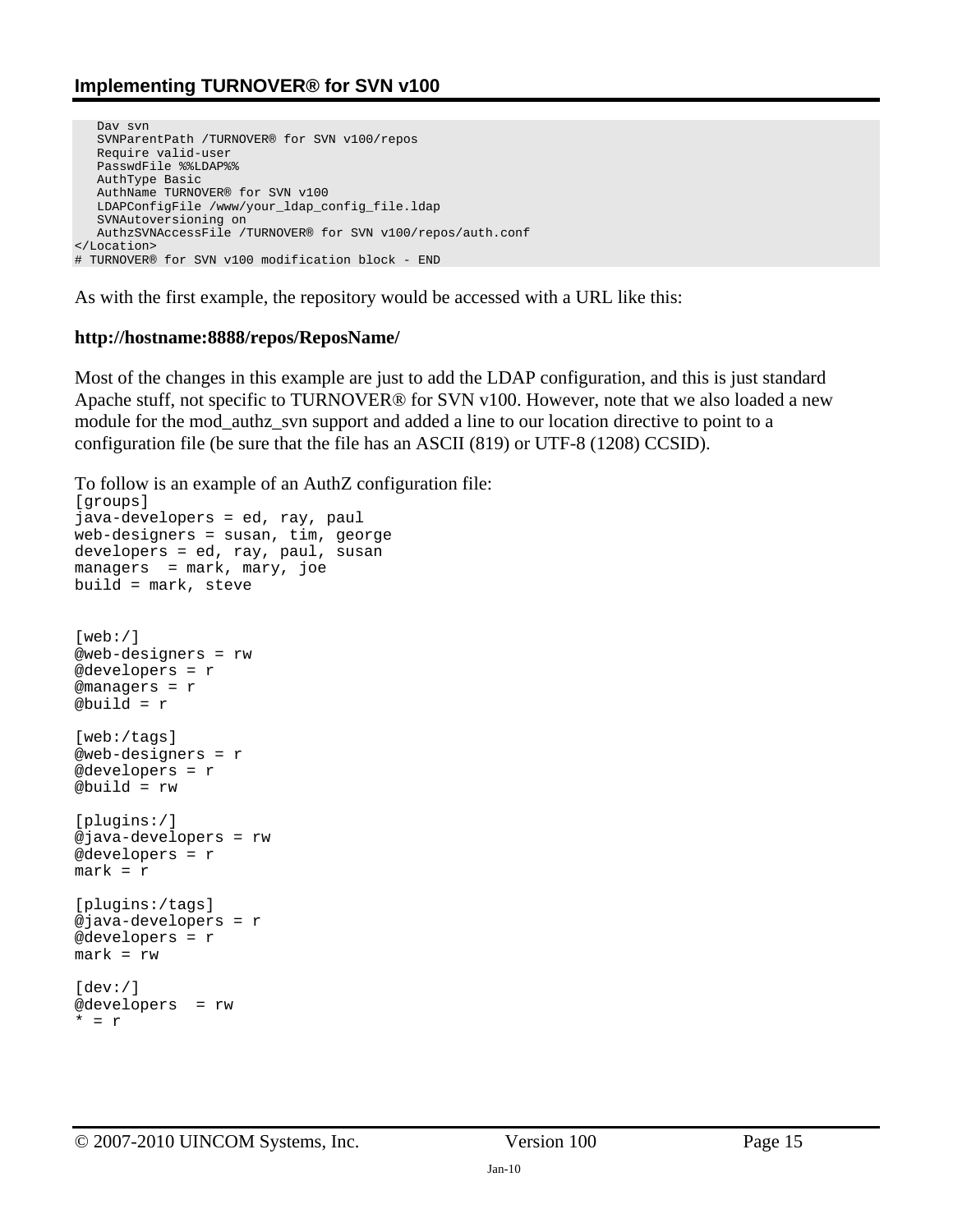```
    Dav svn
    SVNParentPath /TURNOVER® for SVN v100/repos
    Require valid-user
    PasswdFile %%LDAP%%
    AuthType Basic
    AuthName TURNOVER® for SVN v100
    LDAPConfigFile /www/your_ldap_config_file.ldap
    SVNAutoversioning on
    AuthzSVNAccessFile /TURNOVER® for SVN v100/repos/auth.conf
</Location>
# TURNOVER® for SVN v100 modification block - END
```

As with the first example, the repository would be accessed with a URL like this:

**http://hostname:8888/repos/ReposName/**

Most of the changes in this example are just to add the LDAP configuration, and this is just standard Apache stuff, not specific to TURNOVER® for SVN v100. However, note that we also loaded a new module for the mod_authz_svn support and added a line to our location directive to point to a configuration file (be sure that the file has an ASCII (819) or UTF-8 (1208) CCSID).

To follow is an example of an AuthZ configuration file:

```
[groups]
java-developers = ed, ray, paul
web-designers = susan, tim, george
developers = ed, ray, paul, susan
managers  = mark, mary, joe
build = mark, steve


[web:/]
@web-designers = rw
@developers = r
@managers = r
@build = r

[web:/tags]
@web-designers = r
@developers = r
@build = rw

[plugins:/]
@java-developers = rw
@developers = r
mark = r

[plugins:/tags]
@java-developers = r
@developers = r
mark = rw

[dev:/]
@developers  = rw
* = r
```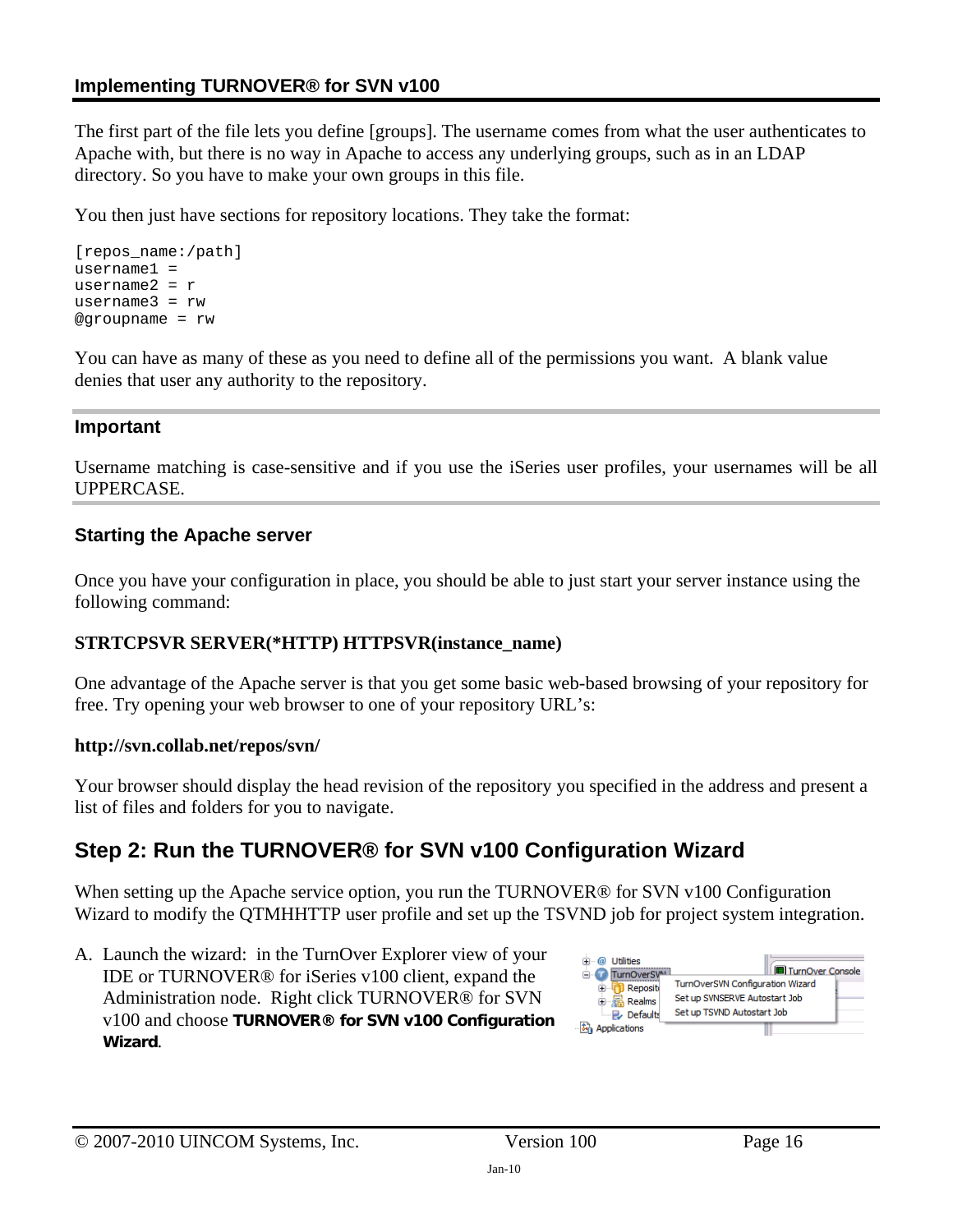The first part of the file lets you define [groups]. The username comes from what the user authenticates to Apache with, but there is no way in Apache to access any underlying groups, such as in an LDAP directory. So you have to make your own groups in this file.

You then just have sections for repository locations. They take the format:

```
[repos_name:/path]
username1 =
username2 = r
username3 = rw
@groupname = rw
```

You can have as many of these as you need to define all of the permissions you want. A blank value denies that user any authority to the repository.

#### Important

Username matching is case-sensitive and if you use the iSeries user profiles, your usernames will be all UPPERCASE.

### Starting the Apache server

Once you have your configuration in place, you should be able to just start your server instance using the following command:

**STRTCPSVR SERVER(*HTTP) HTTPSVR(instance_name)**

One advantage of the Apache server is that you get some basic web-based browsing of your repository for free. Try opening your web browser to one of your repository URL's:

**http://svn.collab.net/repos/svn/**

Your browser should display the head revision of the repository you specified in the address and present a list of files and folders for you to navigate.

## Step 2: Run the TURNOVER® for SVN v100 Configuration Wizard

When setting up the Apache service option, you run the TURNOVER® for SVN v100 Configuration Wizard to modify the QTMHHTTP user profile and set up the TSVND job for project system integration.

A. Launch the wizard: in the TurnOver Explorer view of your IDE or TURNOVER® for iSeries v100 client, expand the Administration node. Right click TURNOVER® for SVN v100 and choose **TURNOVER® for SVN v100 Configuration Wizard**.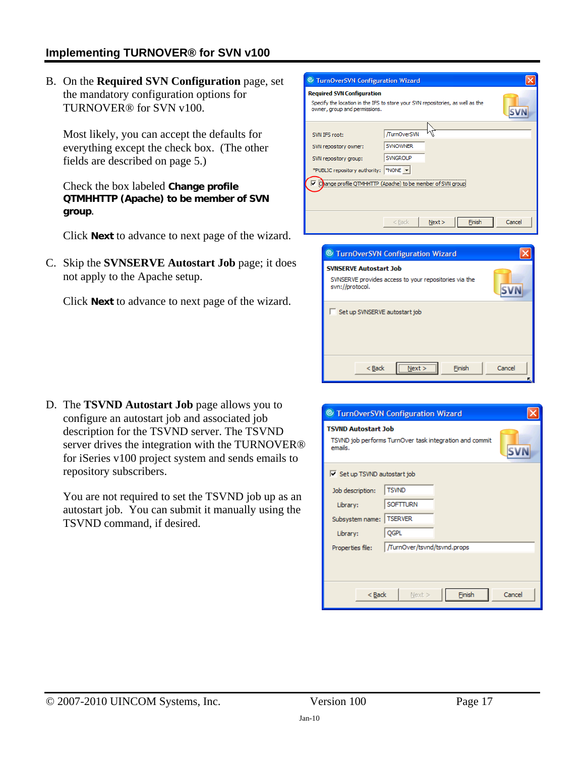B. On the **Required SVN Configuration** page, set the mandatory configuration options for TURNOVER® for SVN v100.

   Most likely, you can accept the defaults for everything except the check box. (The other fields are described on page 5.)

   Check the box labeled **Change profile QTMHHTTP (Apache) to be member of SVN group**.

   Click **Next** to advance to next page of the wizard.

C. Skip the **SVNSERVE Autostart Job** page; it does not apply to the Apache setup.

   Click **Next** to advance to next page of the wizard.

D. The **TSVND Autostart Job** page allows you to configure an autostart job and associated job description for the TSVND server. The TSVND server drives the integration with the TURNOVER® for iSeries v100 project system and sends emails to repository subscribers.

   You are not required to set the TSVND job up as an autostart job. You can submit it manually using the TSVND command, if desired.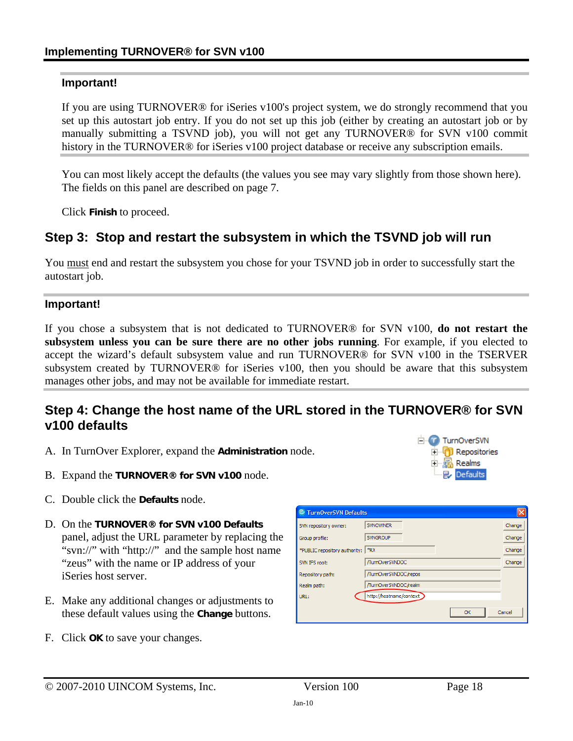**Important!**

If you are using TURNOVER® for iSeries v100's project system, we do strongly recommend that you set up this autostart job entry. If you do not set up this job (either by creating an autostart job or by manually submitting a TSVND job), you will not get any TURNOVER® for SVN v100 commit history in the TURNOVER® for iSeries v100 project database or receive any subscription emails.

You can most likely accept the defaults (the values you see may vary slightly from those shown here). The fields on this panel are described on page 7.

Click **Finish** to proceed.

## Step 3: Stop and restart the subsystem in which the TSVND job will run

You must end and restart the subsystem you chose for your TSVND job in order to successfully start the autostart job.

**Important!**

If you chose a subsystem that is not dedicated to TURNOVER® for SVN v100, **do not restart the subsystem unless you can be sure there are no other jobs running**. For example, if you elected to accept the wizard's default subsystem value and run TURNOVER® for SVN v100 in the TSERVER subsystem created by TURNOVER® for iSeries v100, then you should be aware that this subsystem manages other jobs, and may not be available for immediate restart.

## Step 4: Change the host name of the URL stored in the TURNOVER® for SVN v100 defaults

A. In TurnOver Explorer, expand the **Administration** node.

B. Expand the **TURNOVER® for SVN v100** node.

C. Double click the **Defaults** node.

D. On the **TURNOVER® for SVN v100 Defaults** panel, adjust the URL parameter by replacing the "svn://" with "http://" and the sample host name "zeus" with the name or IP address of your iSeries host server.

E. Make any additional changes or adjustments to these default values using the **Change** buttons.

F. Click **OK** to save your changes.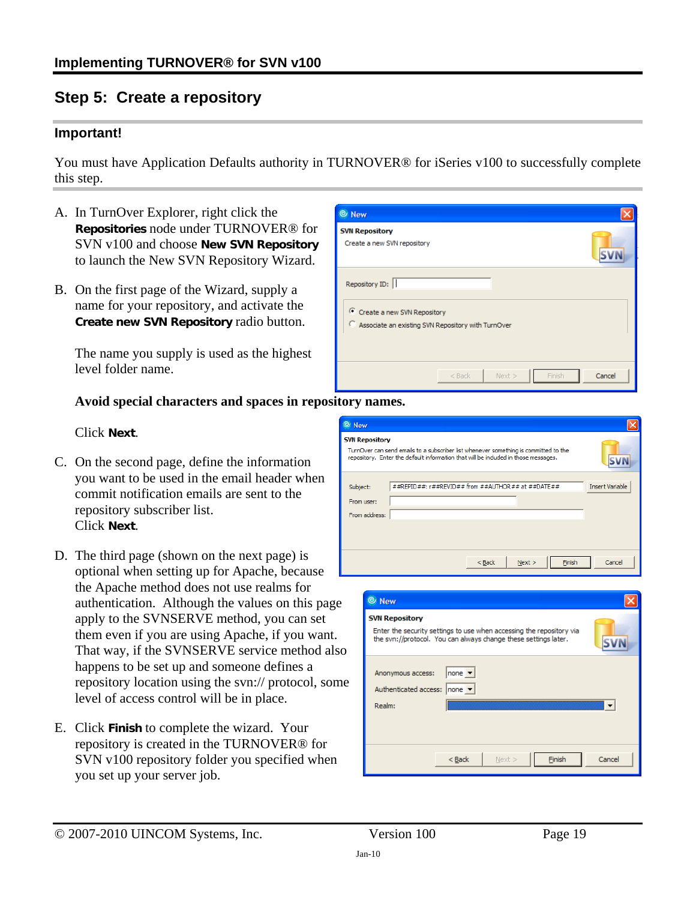## Step 5: Create a repository

### Important!

You must have Application Defaults authority in TURNOVER® for iSeries v100 to successfully complete this step.

A. In TurnOver Explorer, right click the **Repositories** node under TURNOVER® for SVN v100 and choose **New SVN Repository** to launch the New SVN Repository Wizard.

B. On the first page of the Wizard, supply a name for your repository, and activate the **Create new SVN Repository** radio button.

   The name you supply is used as the highest level folder name.

   **Avoid special characters and spaces in repository names.**

   Click **Next**.

C. On the second page, define the information you want to be used in the email header when commit notification emails are sent to the repository subscriber list.
   Click **Next**.

D. The third page (shown on the next page) is optional when setting up for Apache, because the Apache method does not use realms for authentication. Although the values on this page apply to the SVNSERVE method, you can set them even if you are using Apache, if you want. That way, if the SVNSERVE service method also happens to be set up and someone defines a repository location using the svn:// protocol, some level of access control will be in place.

E. Click **Finish** to complete the wizard. Your repository is created in the TURNOVER® for SVN v100 repository folder you specified when you set up your server job.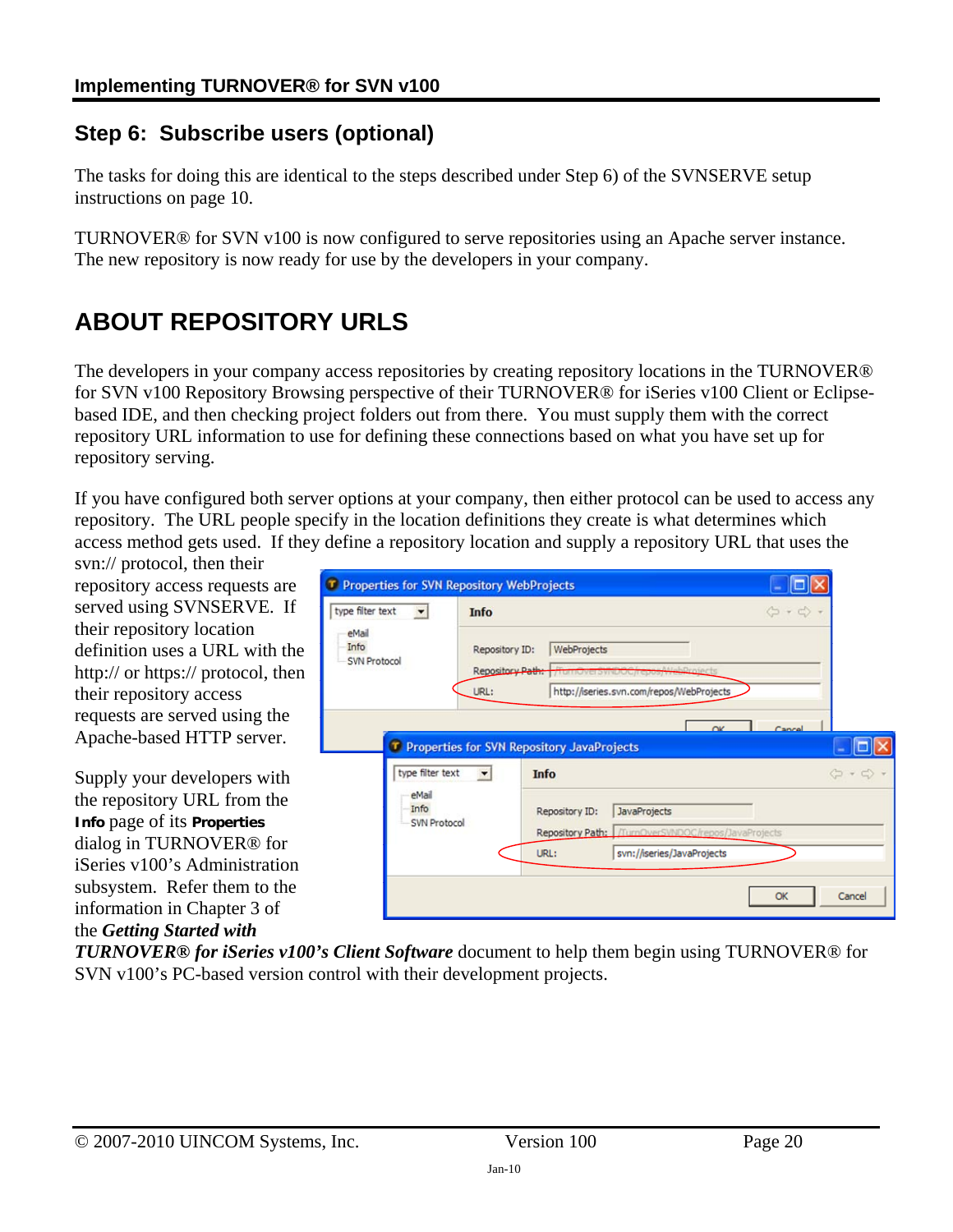## Step 6: Subscribe users (optional)

The tasks for doing this are identical to the steps described under Step 6) of the SVNSERVE setup instructions on page 10.

TURNOVER® for SVN v100 is now configured to serve repositories using an Apache server instance. The new repository is now ready for use by the developers in your company.

# ABOUT REPOSITORY URLS

The developers in your company access repositories by creating repository locations in the TURNOVER® for SVN v100 Repository Browsing perspective of their TURNOVER® for iSeries v100 Client or Eclipse-based IDE, and then checking project folders out from there. You must supply them with the correct repository URL information to use for defining these connections based on what you have set up for repository serving.

If you have configured both server options at your company, then either protocol can be used to access any repository. The URL people specify in the location definitions they create is what determines which access method gets used. If they define a repository location and supply a repository URL that uses the svn:// protocol, then their repository access requests are served using SVNSERVE. If their repository location definition uses a URL with the http:// or https:// protocol, then their repository access requests are served using the Apache-based HTTP server.

Supply your developers with the repository URL from the **Info** page of its **Properties** dialog in TURNOVER® for iSeries v100's Administration subsystem. Refer them to the information in Chapter 3 of the ***Getting Started with TURNOVER® for iSeries v100's Client Software*** document to help them begin using TURNOVER® for SVN v100's PC-based version control with their development projects.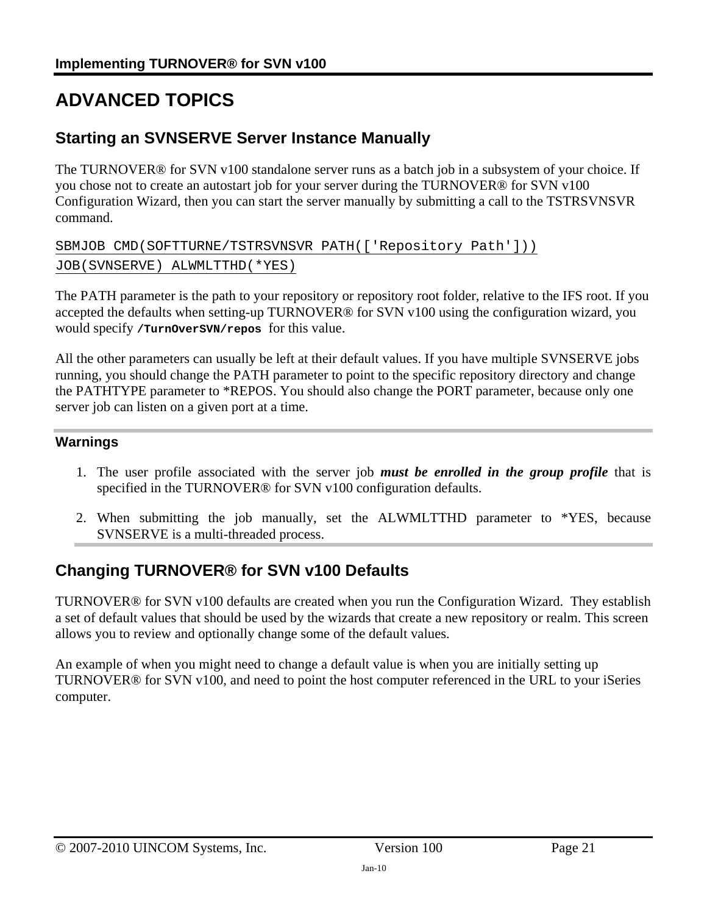# ADVANCED TOPICS

## Starting an SVNSERVE Server Instance Manually

The TURNOVER® for SVN v100 standalone server runs as a batch job in a subsystem of your choice. If you chose not to create an autostart job for your server during the TURNOVER® for SVN v100 Configuration Wizard, then you can start the server manually by submitting a call to the TSTRSVNSVR command.

```
SBMJOB CMD(SOFTTURNE/TSTRSVNSVR PATH(['Repository Path']))
JOB(SVNSERVE) ALWMLTTHD(*YES)
```

The PATH parameter is the path to your repository or repository root folder, relative to the IFS root. If you accepted the defaults when setting-up TURNOVER® for SVN v100 using the configuration wizard, you would specify **`/TurnOverSVN/repos`** for this value.

All the other parameters can usually be left at their default values. If you have multiple SVNSERVE jobs running, you should change the PATH parameter to point to the specific repository directory and change the PATHTYPE parameter to *REPOS. You should also change the PORT parameter, because only one server job can listen on a given port at a time.

### Warnings

1. The user profile associated with the server job ***must be enrolled in the group profile*** that is specified in the TURNOVER® for SVN v100 configuration defaults.
2. When submitting the job manually, set the ALWMLTTHD parameter to *YES, because SVNSERVE is a multi-threaded process.

## Changing TURNOVER® for SVN v100 Defaults

TURNOVER® for SVN v100 defaults are created when you run the Configuration Wizard. They establish a set of default values that should be used by the wizards that create a new repository or realm. This screen allows you to review and optionally change some of the default values.

An example of when you might need to change a default value is when you are initially setting up TURNOVER® for SVN v100, and need to point the host computer referenced in the URL to your iSeries computer.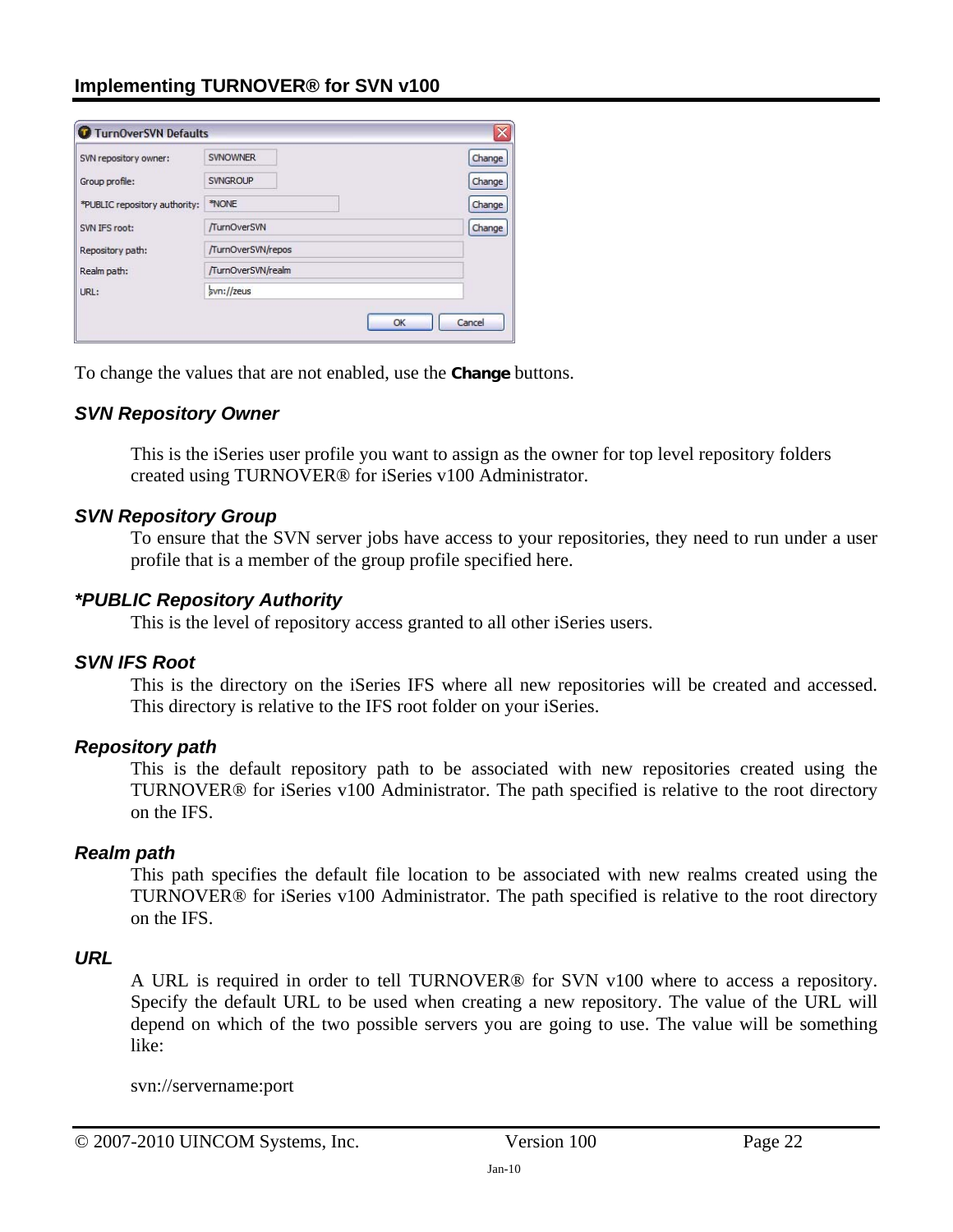To change the values that are not enabled, use the **Change** buttons.

### *SVN Repository Owner*

This is the iSeries user profile you want to assign as the owner for top level repository folders created using TURNOVER® for iSeries v100 Administrator.

### *SVN Repository Group*

To ensure that the SVN server jobs have access to your repositories, they need to run under a user profile that is a member of the group profile specified here.

### **PUBLIC Repository Authority*

This is the level of repository access granted to all other iSeries users.

### *SVN IFS Root*

This is the directory on the iSeries IFS where all new repositories will be created and accessed. This directory is relative to the IFS root folder on your iSeries.

### *Repository path*

This is the default repository path to be associated with new repositories created using the TURNOVER® for iSeries v100 Administrator. The path specified is relative to the root directory on the IFS.

### *Realm path*

This path specifies the default file location to be associated with new realms created using the TURNOVER® for iSeries v100 Administrator. The path specified is relative to the root directory on the IFS.

### *URL*

A URL is required in order to tell TURNOVER® for SVN v100 where to access a repository. Specify the default URL to be used when creating a new repository. The value of the URL will depend on which of the two possible servers you are going to use. The value will be something like:

svn://servername:port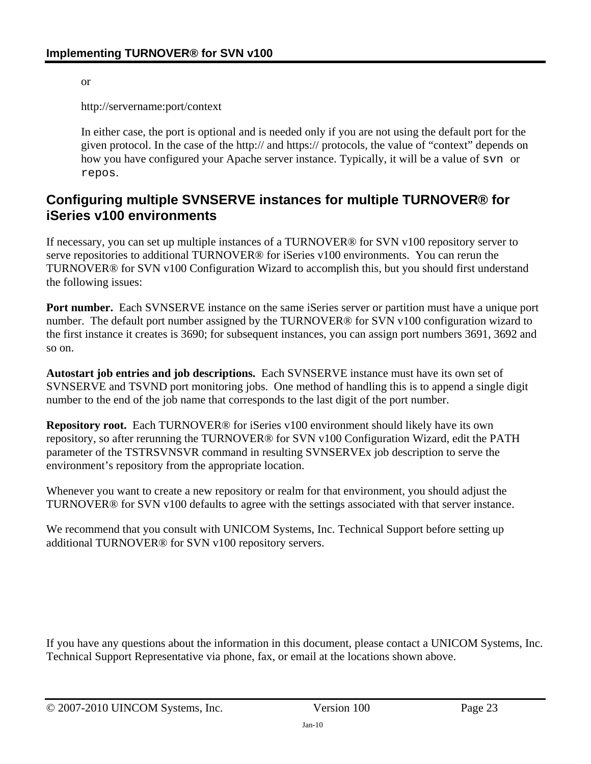or

http://servername:port/context

In either case, the port is optional and is needed only if you are not using the default port for the given protocol. In the case of the http:// and https:// protocols, the value of “context” depends on how you have configured your Apache server instance. Typically, it will be a value of `svn` or `repos`.

## Configuring multiple SVNSERVE instances for multiple TURNOVER® for iSeries v100 environments

If necessary, you can set up multiple instances of a TURNOVER® for SVN v100 repository server to serve repositories to additional TURNOVER® for iSeries v100 environments. You can rerun the TURNOVER® for SVN v100 Configuration Wizard to accomplish this, but you should first understand the following issues:

**Port number.** Each SVNSERVE instance on the same iSeries server or partition must have a unique port number. The default port number assigned by the TURNOVER® for SVN v100 configuration wizard to the first instance it creates is 3690; for subsequent instances, you can assign port numbers 3691, 3692 and so on.

**Autostart job entries and job descriptions.** Each SVNSERVE instance must have its own set of SVNSERVE and TSVND port monitoring jobs. One method of handling this is to append a single digit number to the end of the job name that corresponds to the last digit of the port number.

**Repository root.** Each TURNOVER® for iSeries v100 environment should likely have its own repository, so after rerunning the TURNOVER® for SVN v100 Configuration Wizard, edit the PATH parameter of the TSTRSVNSVR command in resulting SVNSERVEx job description to serve the environment’s repository from the appropriate location.

Whenever you want to create a new repository or realm for that environment, you should adjust the TURNOVER® for SVN v100 defaults to agree with the settings associated with that server instance.

We recommend that you consult with UNICOM Systems, Inc. Technical Support before setting up additional TURNOVER® for SVN v100 repository servers.

If you have any questions about the information in this document, please contact a UNICOM Systems, Inc. Technical Support Representative via phone, fax, or email at the locations shown above.